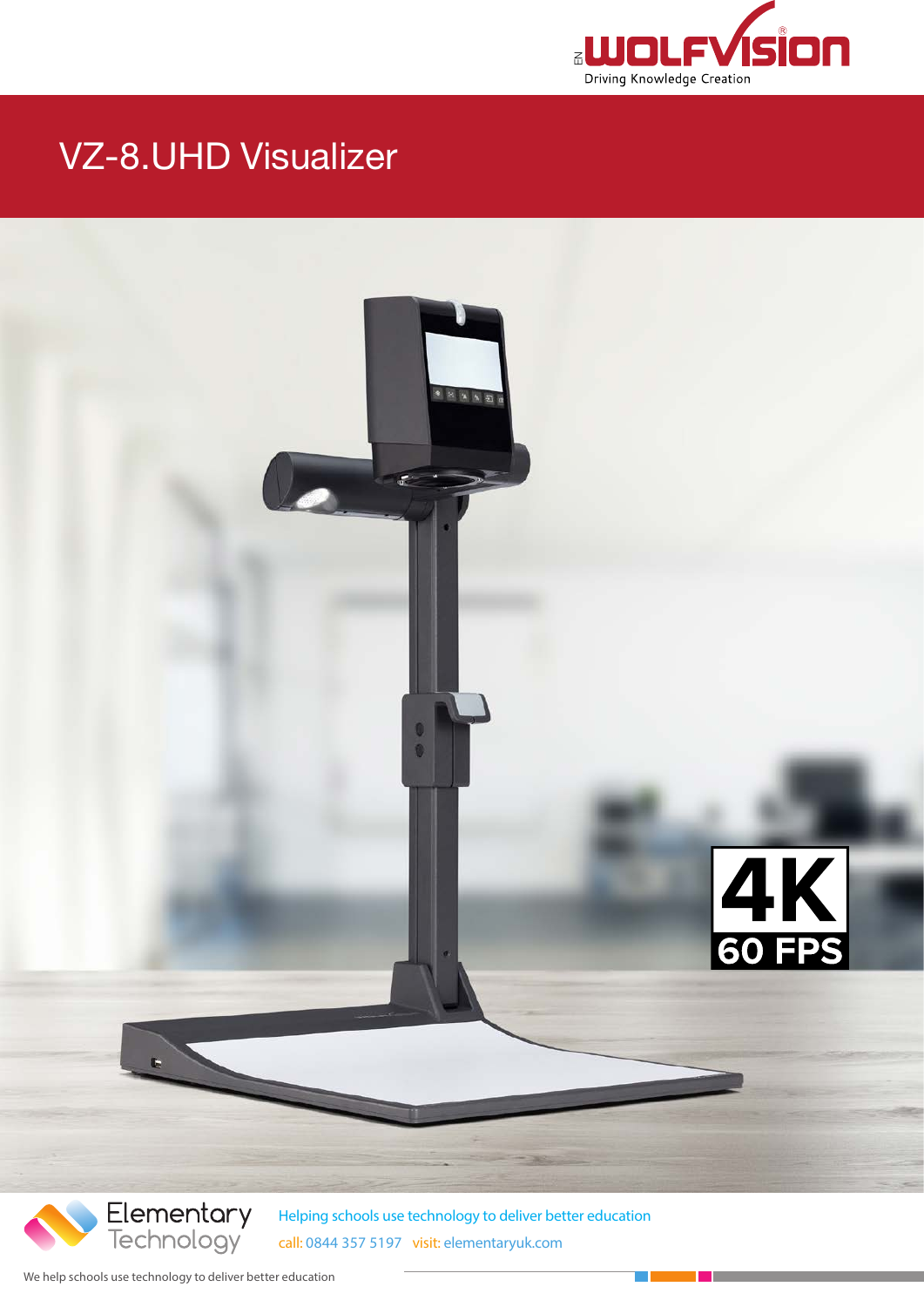WOLFVISION

Driving Knowledge Creation

# VZ-8.UHD Visualizer

4K 60 FPS

Elementary Technology

Helping schools use technology to deliver better education

call: 0844 357 5197 visit: elementaryuk.com

We help schools use technology to deliver better education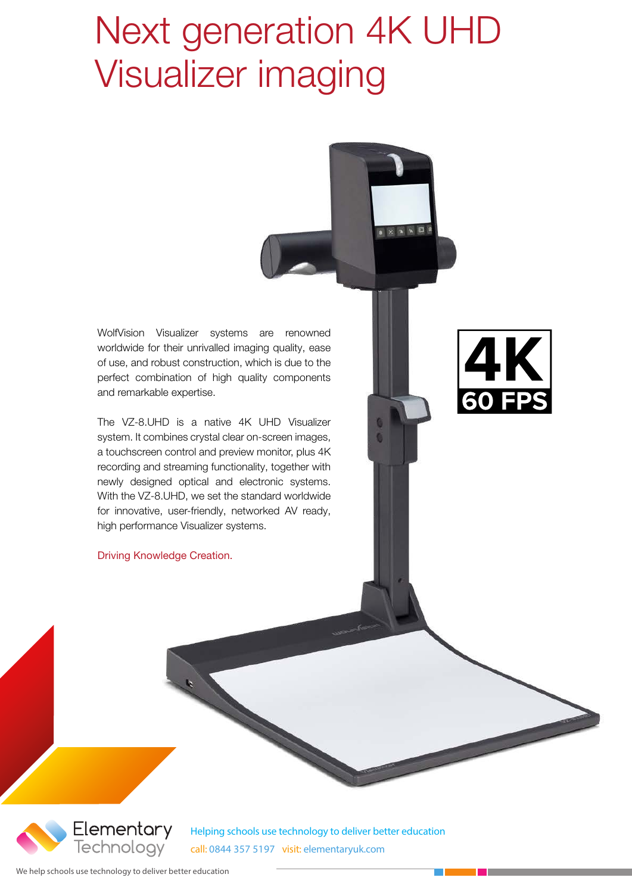# Next generation 4K UHD Visualizer imaging

WolfVision Visualizer systems are renowned worldwide for their unrivalled imaging quality, ease of use, and robust construction, which is due to the perfect combination of high quality components and remarkable expertise.

The VZ-8.UHD is a native 4K UHD Visualizer system. It combines crystal clear on-screen images, a touchscreen control and preview monitor, plus 4K recording and streaming functionality, together with newly designed optical and electronic systems. With the VZ-8.UHD, we set the standard worldwide for innovative, user-friendly, networked AV ready, high performance Visualizer systems.

Driving Knowledge Creation.

**4K 60 FPS**

Elementary Technology

Helping schools use technology to deliver better education

call: 0844 357 5197 visit: elementaryuk.com

We help schools use technology to deliver better education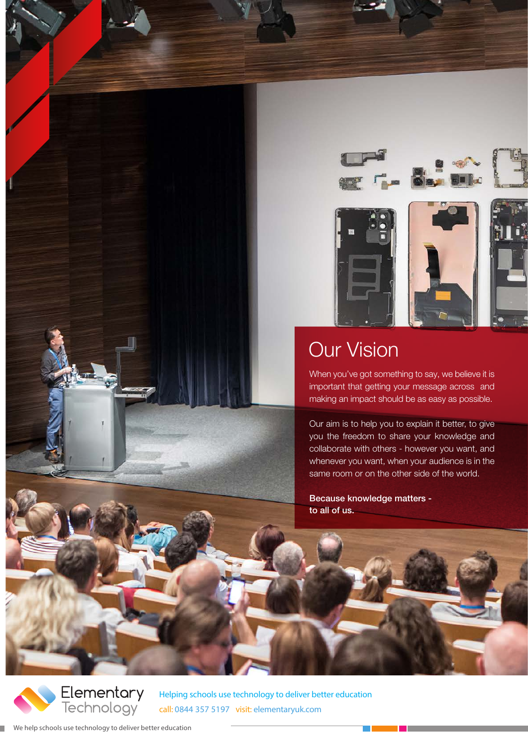## Our Vision

When you've got something to say, we believe it is important that getting your message across and making an impact should be as easy as possible.

Our aim is to help you to explain it better, to give you the freedom to share your knowledge and collaborate with others - however you want, and whenever you want, when your audience is in the same room or on the other side of the world.

**Because knowledge matters - to all of us.**

Elementary Technology

Helping schools use technology to deliver better education

call: 0844 357 5197 visit: elementaryuk.com

We help schools use technology to deliver better education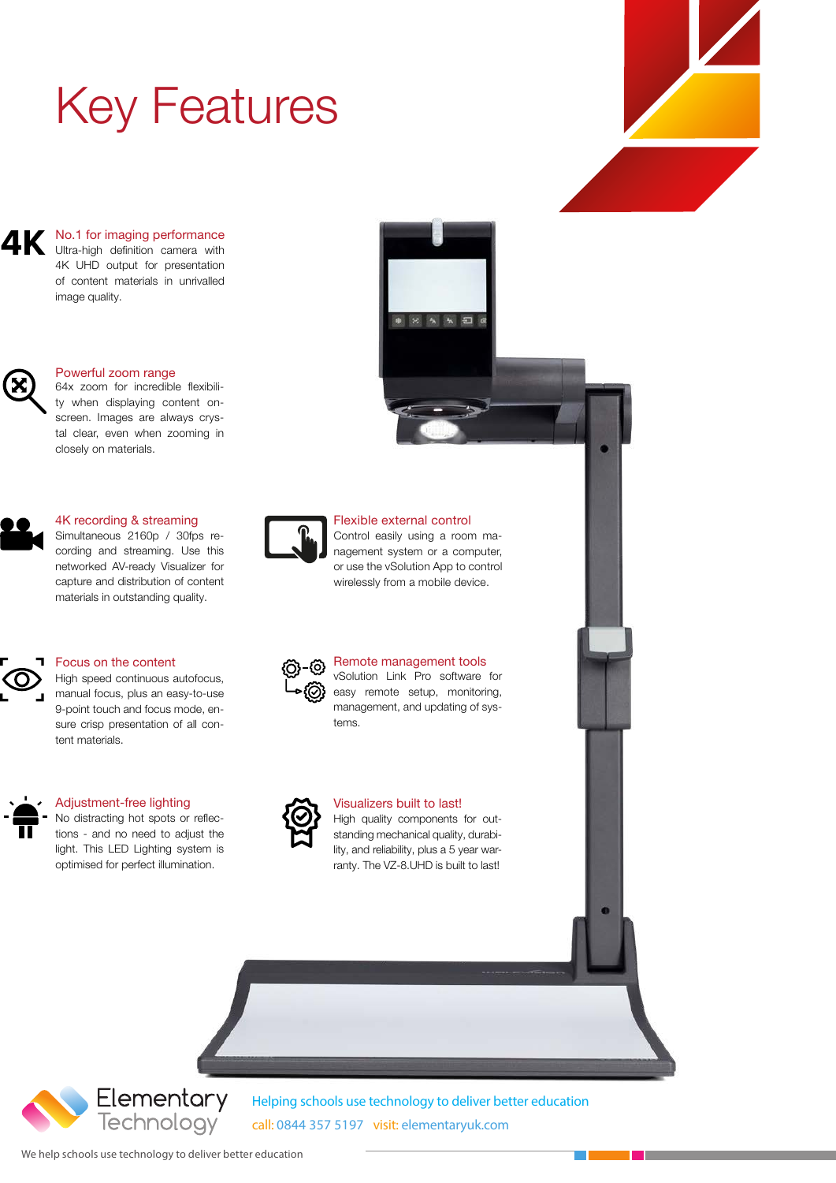# Key Features

### No.1 for imaging performance

Ultra-high definition camera with 4K UHD output for presentation of content materials in unrivalled image quality.

### Powerful zoom range

64x zoom for incredible flexibility when displaying content on-screen. Images are always crystal clear, even when zooming in closely on materials.

### 4K recording & streaming

Simultaneous 2160p / 30fps recording and streaming. Use this networked AV-ready Visualizer for capture and distribution of content materials in outstanding quality.

### Focus on the content

High speed continuous autofocus, manual focus, plus an easy-to-use 9-point touch and focus mode, ensure crisp presentation of all content materials.

### Adjustment-free lighting

No distracting hot spots or reflections - and no need to adjust the light. This LED Lighting system is optimised for perfect illumination.

### Flexible external control

Control easily using a room management system or a computer, or use the vSolution App to control wirelessly from a mobile device.

### Remote management tools

vSolution Link Pro software for easy remote setup, monitoring, management, and updating of systems.

### Visualizers built to last!

High quality components for outstanding mechanical quality, durability, and reliability, plus a 5 year warranty. The VZ-8.UHD is built to last!

Elementary Technology

Helping schools use technology to deliver better education

call: 0844 357 5197 visit: elementaryuk.com

We help schools use technology to deliver better education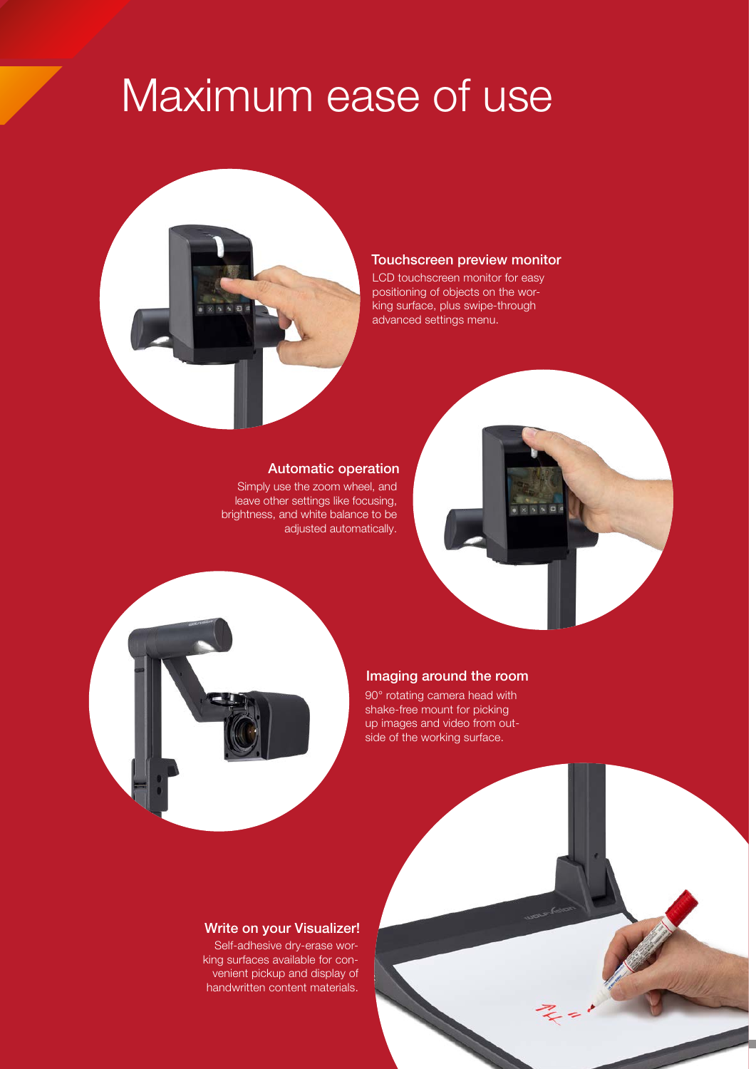# Maximum ease of use

### Touchscreen preview monitor

LCD touchscreen monitor for easy positioning of objects on the working surface, plus swipe-through advanced settings menu.

### Automatic operation

Simply use the zoom wheel, and leave other settings like focusing, brightness, and white balance to be adjusted automatically.

### Imaging around the room

90° rotating camera head with shake-free mount for picking up images and video from outside of the working surface.

### Write on your Visualizer!

Self-adhesive dry-erase working surfaces available for convenient pickup and display of handwritten content materials.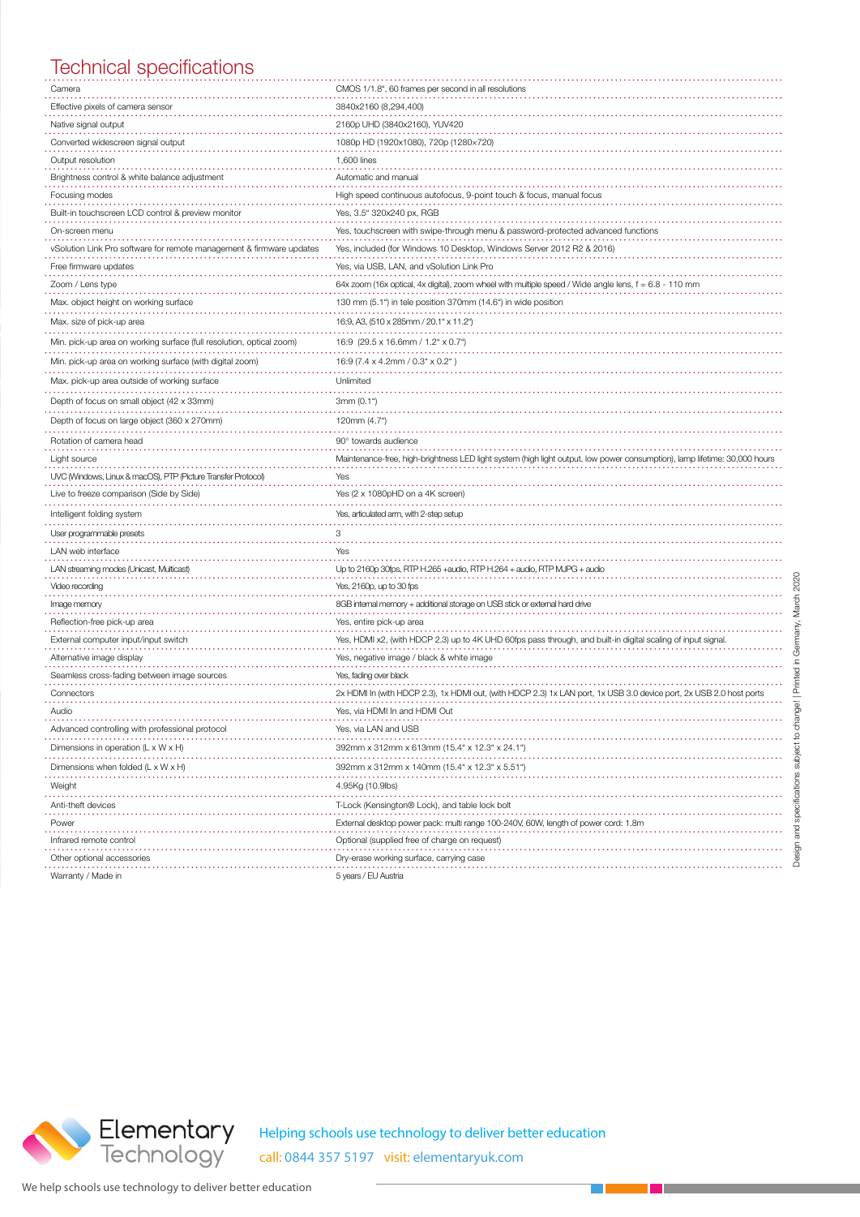## Technical specifications

| | |
|---|---|
| Camera | CMOS 1/1.8", 60 frames per second in all resolutions |
| Effective pixels of camera sensor | 3840x2160 (8,294,400) |
| Native signal output | 2160p UHD (3840x2160), YUV420 |
| Converted widescreen signal output | 1080p HD (1920x1080), 720p (1280×720) |
| Output resolution | 1,600 lines |
| Brightness control & white balance adjustment | Automatic and manual |
| Focusing modes | High speed continuous autofocus, 9-point touch & focus, manual focus |
| Built-in touchscreen LCD control & preview monitor | Yes, 3.5" 320x240 px, RGB |
| On-screen menu | Yes, touchscreen with swipe-through menu & password-protected advanced functions |
| vSolution Link Pro software for remote management & firmware updates | Yes, included (for Windows 10 Desktop, Windows Server 2012 R2 & 2016) |
| Free firmware updates | Yes, via USB, LAN, and vSolution Link Pro |
| Zoom / Lens type | 64x zoom (16x optical, 4x digital), zoom wheel with multiple speed / Wide angle lens, f = 6.8 - 110 mm |
| Max. object height on working surface | 130 mm (5.1") in tele position 370mm (14.6") in wide position |
| Max. size of pick-up area | 16:9, A3, (510 x 285mm / 20.1" x 11.2") |
| Min. pick-up area on working surface (full resolution, optical zoom) | 16:9 (29.5 x 16.6mm / 1.2" x 0.7") |
| Min. pick-up area on working surface (with digital zoom) | 16:9 (7.4 x 4.2mm / 0.3" x 0.2" ) |
| Max. pick-up area outside of working surface | Unlimited |
| Depth of focus on small object (42 x 33mm) | 3mm (0.1") |
| Depth of focus on large object (360 x 270mm) | 120mm (4.7") |
| Rotation of camera head | 90° towards audience |
| Light source | Maintenance-free, high-brightness LED light system (high light output, low power consumption), lamp lifetime: 30,000 hours |
| UVC (Windows, Linux & macOS), PTP (Picture Transfer Protocol) | Yes |
| Live to freeze comparison (Side by Side) | Yes (2 x 1080pHD on a 4K screen) |
| Intelligent folding system | Yes, articulated arm, with 2-step setup |
| User programmable presets | 3 |
| LAN web interface | Yes |
| LAN streaming modes (Unicast, Multicast) | Up to 2160p 30fps, RTP H.265 +audio, RTP H.264 + audio, RTP MJPG + audio |
| Video recording | Yes, 2160p, up to 30 fps |
| Image memory | 8GB internal memory + additional storage on USB stick or external hard drive |
| Reflection-free pick-up area | Yes, entire pick-up area |
| External computer input/input switch | Yes, HDMI x2, (with HDCP 2.3) up to 4K UHD 60fps pass through, and built-in digital scaling of input signal. |
| Alternative image display | Yes, negative image / black & white image |
| Seamless cross-fading between image sources | Yes, fading over black |
| Connectors | 2x HDMI In (with HDCP 2.3), 1x HDMI out, (with HDCP 2.3) 1x LAN port, 1x USB 3.0 device port, 2x USB 2.0 host ports |
| Audio | Yes, via HDMI In and HDMI Out |
| Advanced controlling with professional protocol | Yes, via LAN and USB |
| Dimensions in operation (L x W x H) | 392mm x 312mm x 613mm (15.4" x 12.3" x 24.1") |
| Dimensions when folded (L x W x H) | 392mm x 312mm x 140mm (15.4" x 12.3" x 5.51") |
| Weight | 4.95Kg (10.9lbs) |
| Anti-theft devices | T-Lock (Kensington® Lock), and table lock bolt |
| Power | External desktop power pack: multi range 100-240V, 60W, length of power cord: 1.8m |
| Infrared remote control | Optional (supplied free of charge on request) |
| Other optional accessories | Dry-erase working surface, carrying case |
| Warranty / Made in | 5 years / EU Austria |

Design and specifications subject to change! | Printed in Germany, March 2020

Elementary Technology

Helping schools use technology to deliver better education

call: 0844 357 5197 visit: elementaryuk.com

We help schools use technology to deliver better education